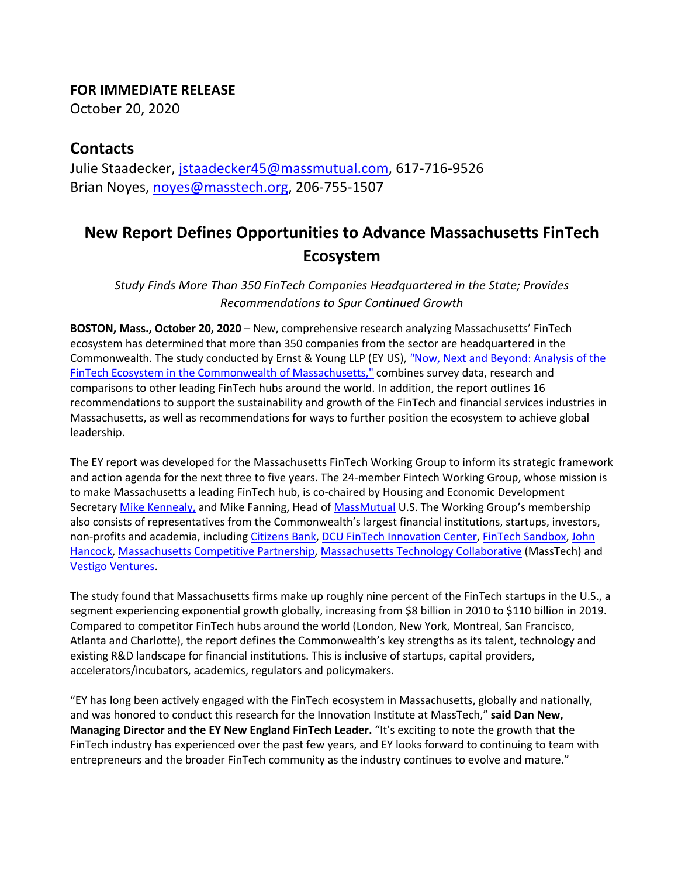**FOR IMMEDIATE RELEASE**
October 20, 2020

## Contacts

Julie Staadecker, jstaadecker45@massmutual.com, 617-716-9526
Brian Noyes, noyes@masstech.org, 206-755-1507

# New Report Defines Opportunities to Advance Massachusetts FinTech Ecosystem

*Study Finds More Than 350 FinTech Companies Headquartered in the State; Provides Recommendations to Spur Continued Growth*

**BOSTON, Mass., October 20, 2020** – New, comprehensive research analyzing Massachusetts' FinTech ecosystem has determined that more than 350 companies from the sector are headquartered in the Commonwealth. The study conducted by Ernst & Young LLP (EY US), "Now, Next and Beyond: Analysis of the FinTech Ecosystem in the Commonwealth of Massachusetts," combines survey data, research and comparisons to other leading FinTech hubs around the world. In addition, the report outlines 16 recommendations to support the sustainability and growth of the FinTech and financial services industries in Massachusetts, as well as recommendations for ways to further position the ecosystem to achieve global leadership.

The EY report was developed for the Massachusetts FinTech Working Group to inform its strategic framework and action agenda for the next three to five years. The 24-member Fintech Working Group, whose mission is to make Massachusetts a leading FinTech hub, is co-chaired by Housing and Economic Development Secretary Mike Kennealy, and Mike Fanning, Head of MassMutual U.S. The Working Group's membership also consists of representatives from the Commonwealth's largest financial institutions, startups, investors, non-profits and academia, including Citizens Bank, DCU FinTech Innovation Center, FinTech Sandbox, John Hancock, Massachusetts Competitive Partnership, Massachusetts Technology Collaborative (MassTech) and Vestigo Ventures.

The study found that Massachusetts firms make up roughly nine percent of the FinTech startups in the U.S., a segment experiencing exponential growth globally, increasing from $8 billion in 2010 to $110 billion in 2019. Compared to competitor FinTech hubs around the world (London, New York, Montreal, San Francisco, Atlanta and Charlotte), the report defines the Commonwealth's key strengths as its talent, technology and existing R&D landscape for financial institutions. This is inclusive of startups, capital providers, accelerators/incubators, academics, regulators and policymakers.

"EY has long been actively engaged with the FinTech ecosystem in Massachusetts, globally and nationally, and was honored to conduct this research for the Innovation Institute at MassTech," **said Dan New, Managing Director and the EY New England FinTech Leader.** "It's exciting to note the growth that the FinTech industry has experienced over the past few years, and EY looks forward to continuing to team with entrepreneurs and the broader FinTech community as the industry continues to evolve and mature."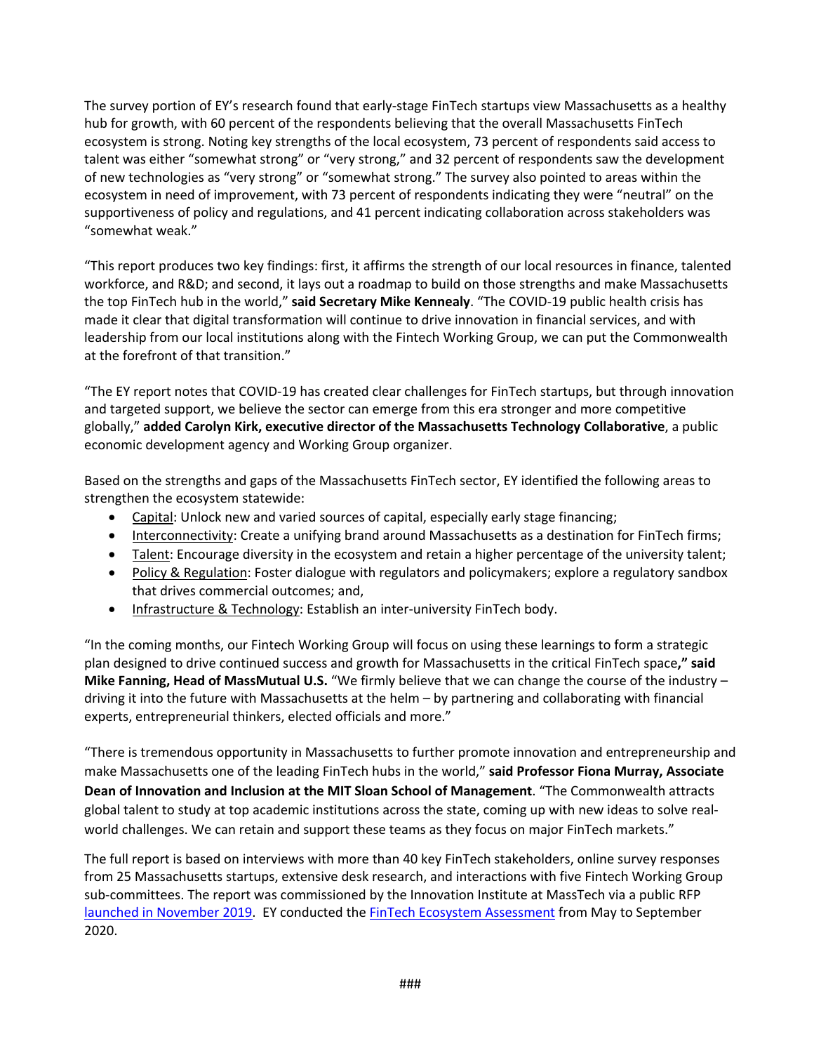The survey portion of EY's research found that early-stage FinTech startups view Massachusetts as a healthy hub for growth, with 60 percent of the respondents believing that the overall Massachusetts FinTech ecosystem is strong. Noting key strengths of the local ecosystem, 73 percent of respondents said access to talent was either "somewhat strong" or "very strong," and 32 percent of respondents saw the development of new technologies as "very strong" or "somewhat strong." The survey also pointed to areas within the ecosystem in need of improvement, with 73 percent of respondents indicating they were "neutral" on the supportiveness of policy and regulations, and 41 percent indicating collaboration across stakeholders was "somewhat weak."

"This report produces two key findings: first, it affirms the strength of our local resources in finance, talented workforce, and R&D; and second, it lays out a roadmap to build on those strengths and make Massachusetts the top FinTech hub in the world," **said Secretary Mike Kennealy**. "The COVID-19 public health crisis has made it clear that digital transformation will continue to drive innovation in financial services, and with leadership from our local institutions along with the Fintech Working Group, we can put the Commonwealth at the forefront of that transition."

"The EY report notes that COVID-19 has created clear challenges for FinTech startups, but through innovation and targeted support, we believe the sector can emerge from this era stronger and more competitive globally," **added Carolyn Kirk, executive director of the Massachusetts Technology Collaborative**, a public economic development agency and Working Group organizer.

Based on the strengths and gaps of the Massachusetts FinTech sector, EY identified the following areas to strengthen the ecosystem statewide:

- Capital: Unlock new and varied sources of capital, especially early stage financing;
- Interconnectivity: Create a unifying brand around Massachusetts as a destination for FinTech firms;
- Talent: Encourage diversity in the ecosystem and retain a higher percentage of the university talent;
- Policy & Regulation: Foster dialogue with regulators and policymakers; explore a regulatory sandbox that drives commercial outcomes; and,
- Infrastructure & Technology: Establish an inter-university FinTech body.

"In the coming months, our Fintech Working Group will focus on using these learnings to form a strategic plan designed to drive continued success and growth for Massachusetts in the critical FinTech space**," said Mike Fanning, Head of MassMutual U.S.** "We firmly believe that we can change the course of the industry – driving it into the future with Massachusetts at the helm – by partnering and collaborating with financial experts, entrepreneurial thinkers, elected officials and more."

"There is tremendous opportunity in Massachusetts to further promote innovation and entrepreneurship and make Massachusetts one of the leading FinTech hubs in the world," **said Professor Fiona Murray, Associate Dean of Innovation and Inclusion at the MIT Sloan School of Management**. "The Commonwealth attracts global talent to study at top academic institutions across the state, coming up with new ideas to solve real-world challenges. We can retain and support these teams as they focus on major FinTech markets."

The full report is based on interviews with more than 40 key FinTech stakeholders, online survey responses from 25 Massachusetts startups, extensive desk research, and interactions with five Fintech Working Group sub-committees. The report was commissioned by the Innovation Institute at MassTech via a public RFP launched in November 2019. EY conducted the FinTech Ecosystem Assessment from May to September 2020.

###